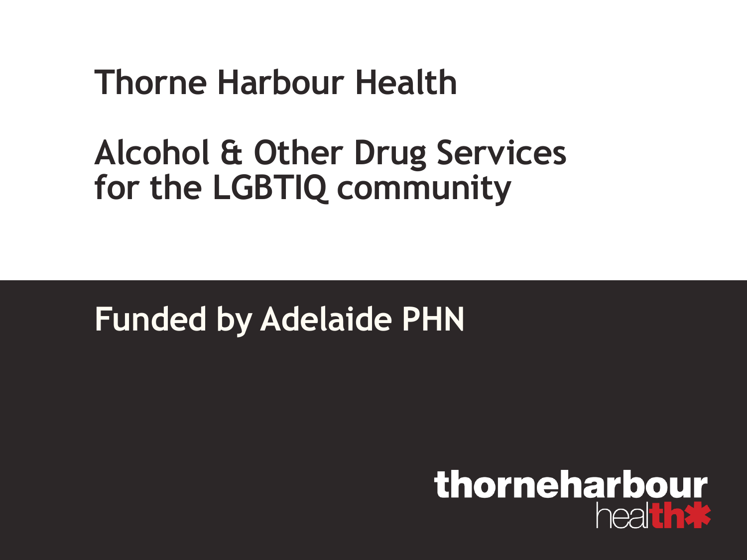# Thorne Harbour Health

## Alcohol & Other Drug Services for the LGBTIQ community

**Funded by Adelaide PHN**

thorneharbour health*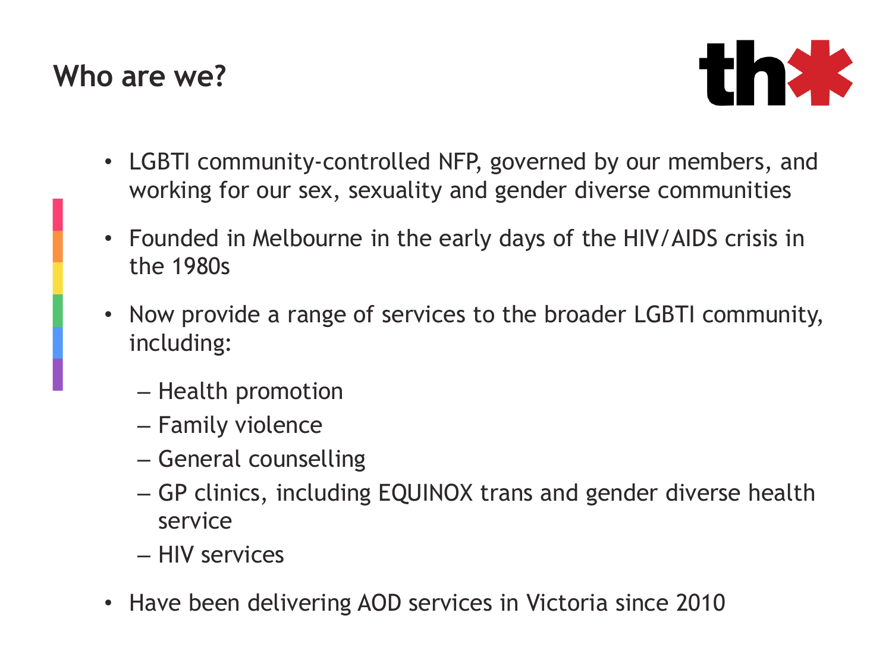# Who are we?

- LGBTI community-controlled NFP, governed by our members, and working for our sex, sexuality and gender diverse communities
- Founded in Melbourne in the early days of the HIV/AIDS crisis in the 1980s
- Now provide a range of services to the broader LGBTI community, including:
  - Health promotion
  - Family violence
  - General counselling
  - GP clinics, including EQUINOX trans and gender diverse health service
  - HIV services
- Have been delivering AOD services in Victoria since 2010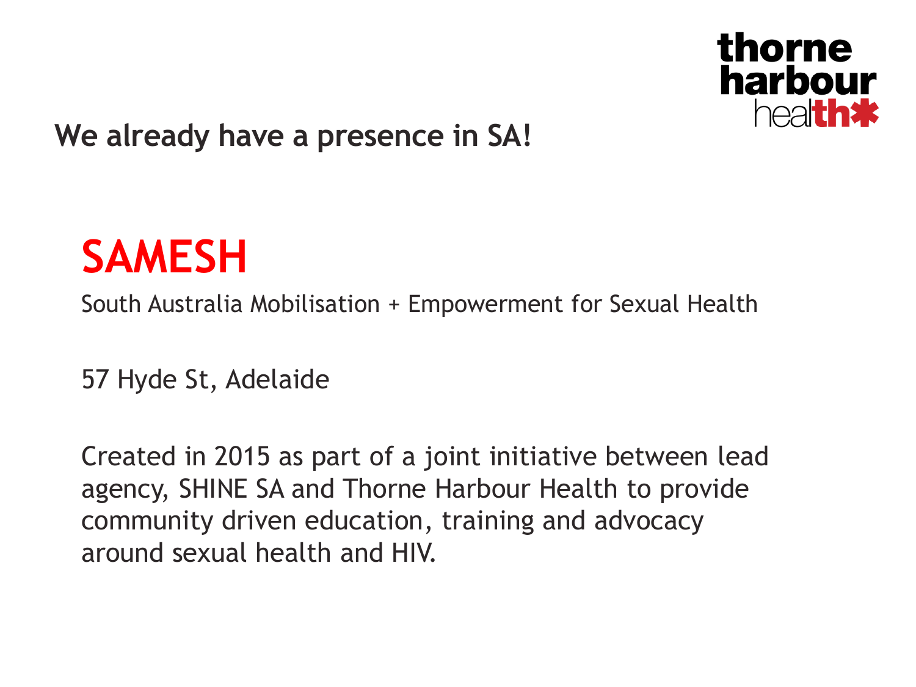## We already have a presence in SA!

# SAMESH

South Australia Mobilisation + Empowerment for Sexual Health

57 Hyde St, Adelaide

Created in 2015 as part of a joint initiative between lead agency, SHINE SA and Thorne Harbour Health to provide community driven education, training and advocacy around sexual health and HIV.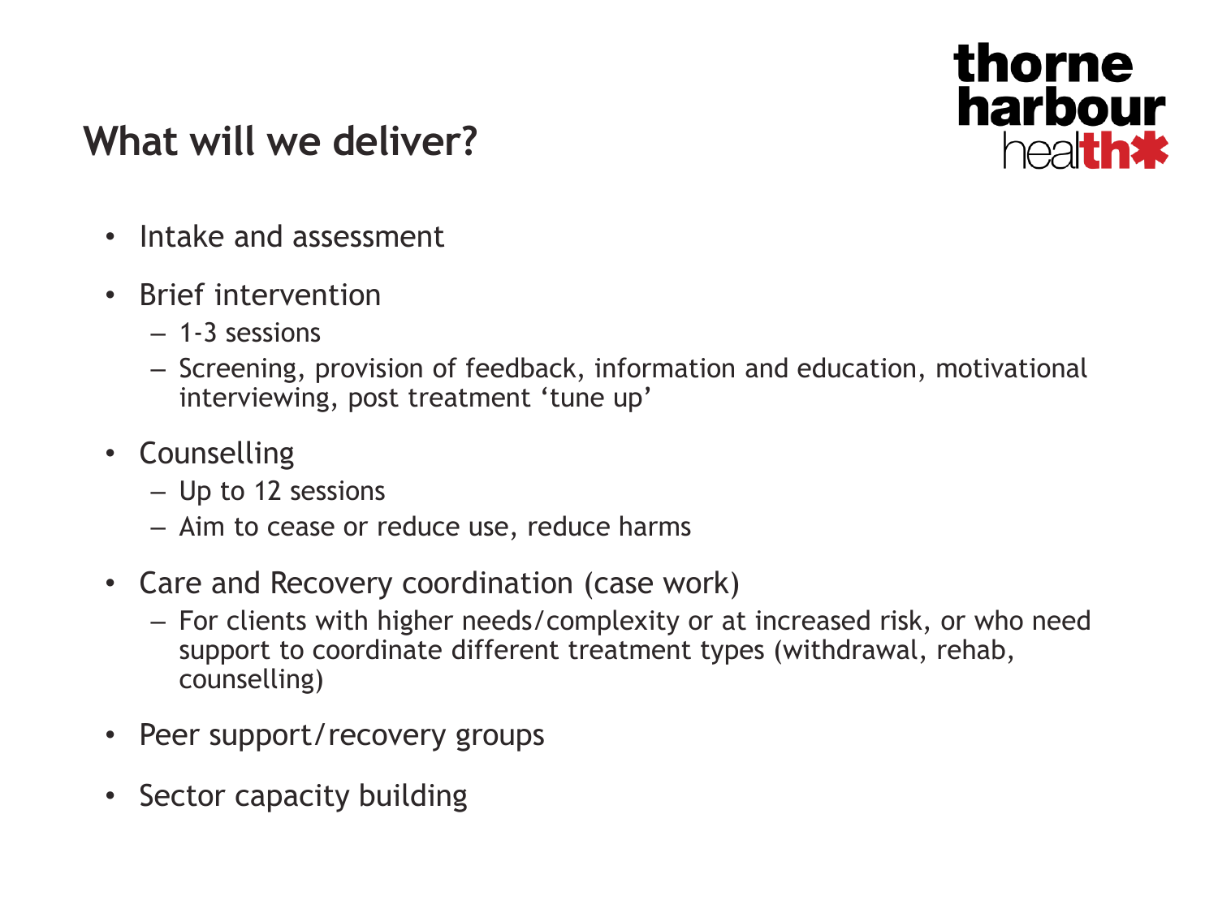## What will we deliver?

thorne harbour health

- Intake and assessment
- Brief intervention
  - 1-3 sessions
  - Screening, provision of feedback, information and education, motivational interviewing, post treatment 'tune up'
- Counselling
  - Up to 12 sessions
  - Aim to cease or reduce use, reduce harms
- Care and Recovery coordination (case work)
  - For clients with higher needs/complexity or at increased risk, or who need support to coordinate different treatment types (withdrawal, rehab, counselling)
- Peer support/recovery groups
- Sector capacity building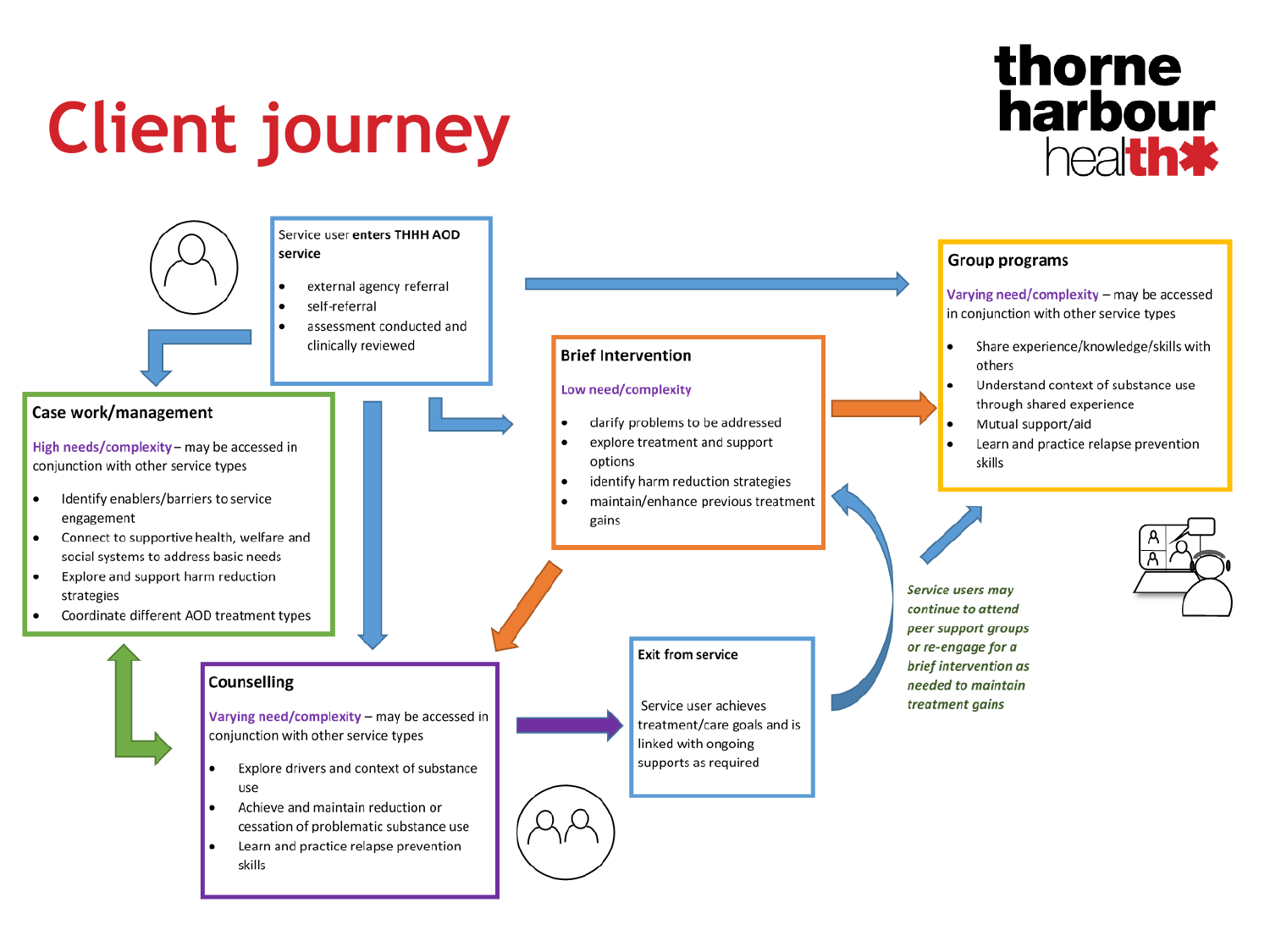# Client journey

**thorne harbour health**

Service user **enters THHH AOD service**

- external agency referral
- self-referral
- assessment conducted and clinically reviewed

## Case work/management

High needs/complexity – may be accessed in conjunction with other service types

- Identify enablers/barriers to service engagement
- Connect to supportive health, welfare and social systems to address basic needs
- Explore and support harm reduction strategies
- Coordinate different AOD treatment types

## Brief Intervention

Low need/complexity

- clarify problems to be addressed
- explore treatment and support options
- identify harm reduction strategies
- maintain/enhance previous treatment gains

## Group programs

Varying need/complexity – may be accessed in conjunction with other service types

- Share experience/knowledge/skills with others
- Understand context of substance use through shared experience
- Mutual support/aid
- Learn and practice relapse prevention skills

## Counselling

Varying need/complexity – may be accessed in conjunction with other service types

- Explore drivers and context of substance use
- Achieve and maintain reduction or cessation of problematic substance use
- Learn and practice relapse prevention skills

## Exit from service

Service user achieves treatment/care goals and is linked with ongoing supports as required

*Service users may continue to attend peer support groups or re-engage for a brief intervention as needed to maintain treatment gains*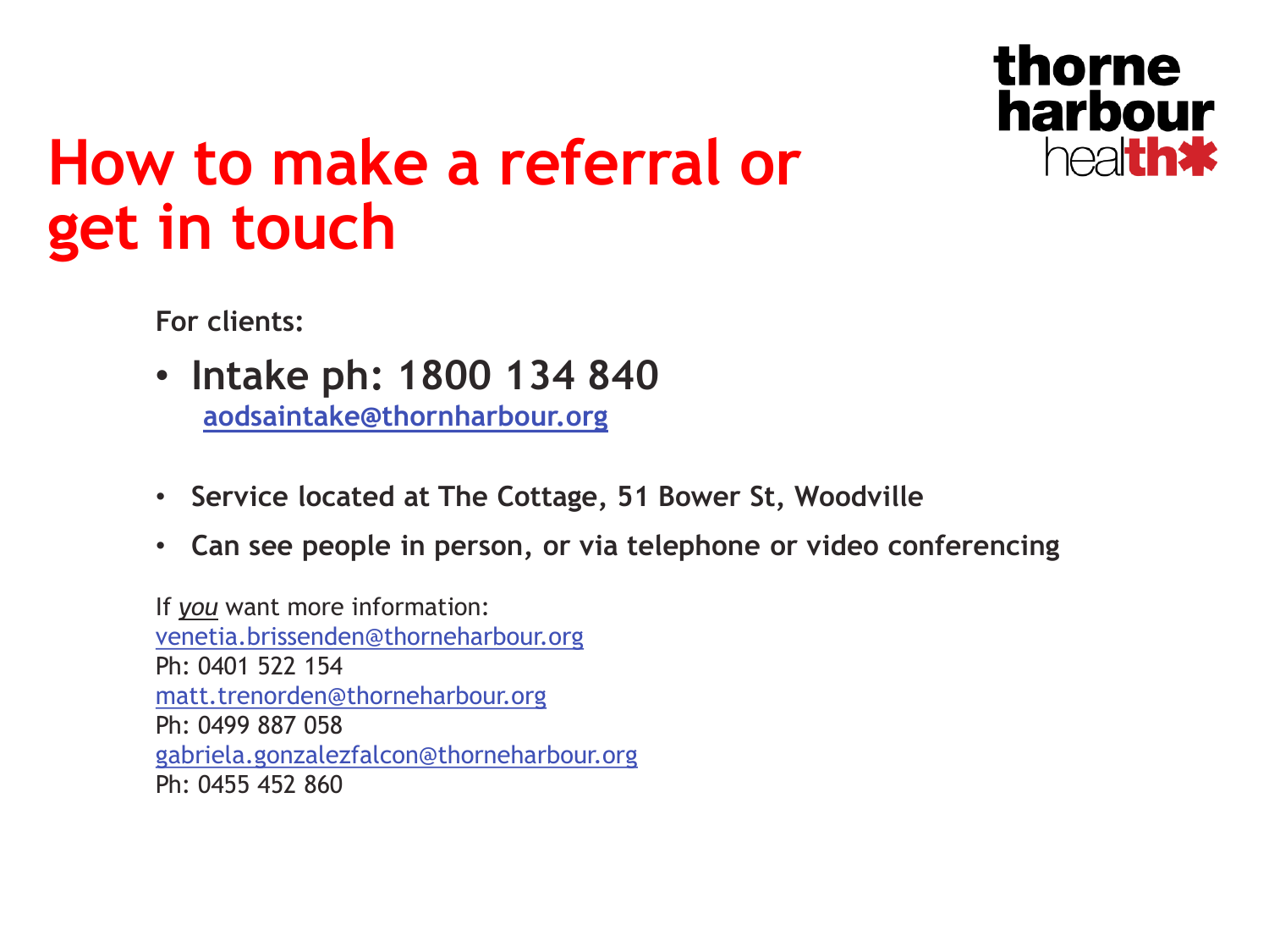thorne harbour health

# How to make a referral or get in touch

**For clients:**

- **Intake ph: 1800 134 840**
  **aodsaintake@thornharbour.org**

- **Service located at The Cottage, 51 Bower St, Woodville**
- **Can see people in person, or via telephone or video conferencing**

If *you* want more information:
venetia.brissenden@thorneharbour.org
Ph: 0401 522 154
matt.trenorden@thorneharbour.org
Ph: 0499 887 058
gabriela.gonzalezfalcon@thorneharbour.org
Ph: 0455 452 860